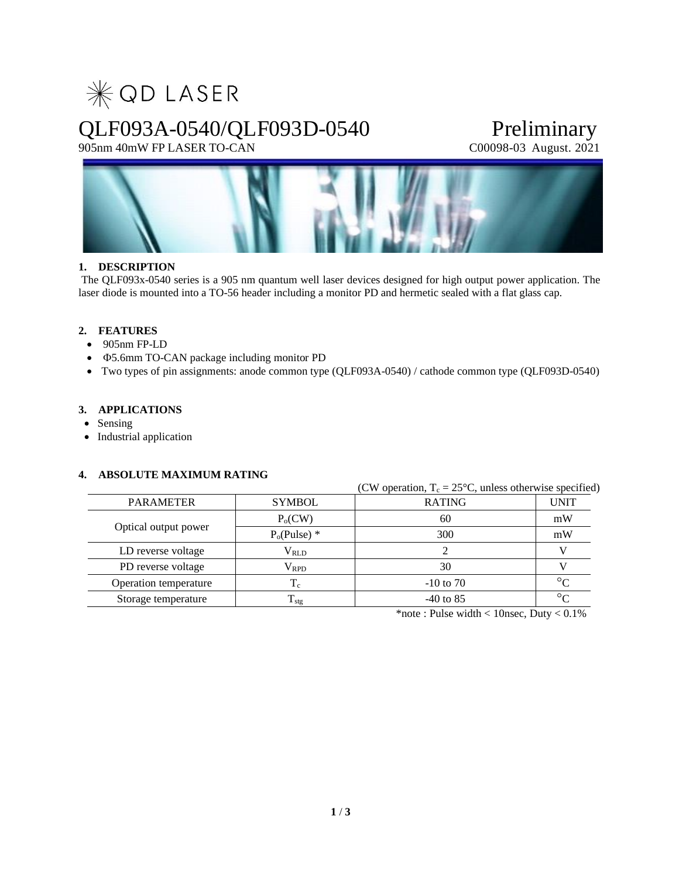QD LASER

# QLF093A-0540/QLF093D-0540 Preliminary

905nm 40mW FP LASER TO-CAN C00098-03 August. 2021

## 1. DESCRIPTION

The QLF093x-0540 series is a 905 nm quantum well laser devices designed for high output power application. The laser diode is mounted into a TO-56 header including a monitor PD and hermetic sealed with a flat glass cap.

## 2. FEATURES

- 905nm FP-LD
- Φ5.6mm TO-CAN package including monitor PD
- Two types of pin assignments: anode common type (QLF093A-0540) / cathode common type (QLF093D-0540)

## 3. APPLICATIONS

- Sensing
- Industrial application

## 4. ABSOLUTE MAXIMUM RATING

(CW operation, $T_c$ = 25°C, unless otherwise specified)

| PARAMETER | SYMBOL | RATING | UNIT |
|---|---|---|---|
| Optical output power | $P_o$(CW) | 60 | mW |
| | $P_o$(Pulse) * | 300 | mW |
| LD reverse voltage | $V_{RLD}$ | 2 | V |
| PD reverse voltage | $V_{RPD}$ | 30 | V |
| Operation temperature | $T_c$ | -10 to 70 | °C |
| Storage temperature | $T_{stg}$ | -40 to 85 | °C |

*note : Pulse width < 10nsec, Duty < 0.1%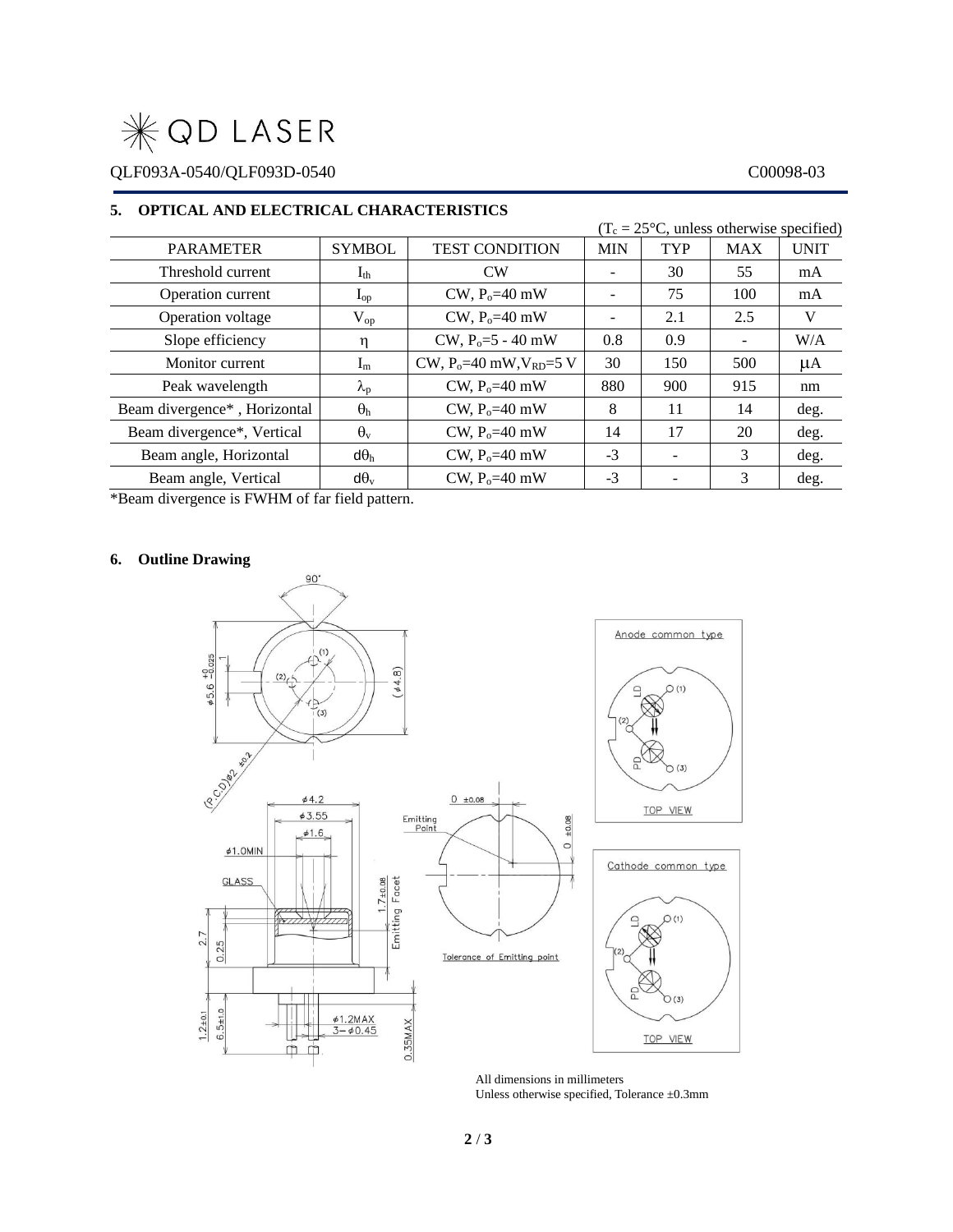## 5. OPTICAL AND ELECTRICAL CHARACTERISTICS

($T_c$ = 25°C, unless otherwise specified)

| PARAMETER | SYMBOL | TEST CONDITION | MIN | TYP | MAX | UNIT |
|---|---|---|---|---|---|---|
| Threshold current | $I_{th}$ | CW | - | 30 | 55 | mA |
| Operation current | $I_{op}$ | CW, $P_o$=40 mW | - | 75 | 100 | mA |
| Operation voltage | $V_{op}$ | CW, $P_o$=40 mW | - | 2.1 | 2.5 | V |
| Slope efficiency | $\eta$ | CW, $P_o$=5 - 40 mW | 0.8 | 0.9 | - | W/A |
| Monitor current | $I_m$ | CW, $P_o$=40 mW, $V_{RD}$=5 V | 30 | 150 | 500 | μA |
| Peak wavelength | $\lambda_p$ | CW, $P_o$=40 mW | 880 | 900 | 915 | nm |
| Beam divergence* , Horizontal | $\theta_h$ | CW, $P_o$=40 mW | 8 | 11 | 14 | deg. |
| Beam divergence*, Vertical | $\theta_v$ | CW, $P_o$=40 mW | 14 | 17 | 20 | deg. |
| Beam angle, Horizontal | $d\theta_h$ | CW, $P_o$=40 mW | -3 | - | 3 | deg. |
| Beam angle, Vertical | $d\theta_v$ | CW, $P_o$=40 mW | -3 | - | 3 | deg. |

*Beam divergence is FWHM of far field pattern.

## 6. Outline Drawing

90°
(1)
(2)
(3)
φ5.6 +0 −0.025
1
(φ4.8)
(P.C.D)φ2 ±0.2
φ4.2
φ3.55
φ1.6
φ1.0MIN
GLASS
1.7±0.08
Emitting Facet
2.7
0.25
1.2±0.1
6.5±1.0
φ1.2MAX
3−φ0.45
0.35MAX
0 ±0.08
Emitting Point
0 ±0.08
Tolerance of Emitting point

Anode common type
LD
PD
(1)
(2)
(3)
TOP VIEW

Cathode common type
LD
PD
(1)
(2)
(3)
TOP VIEW

All dimensions in millimeters
Unless otherwise specified, Tolerance ±0.3mm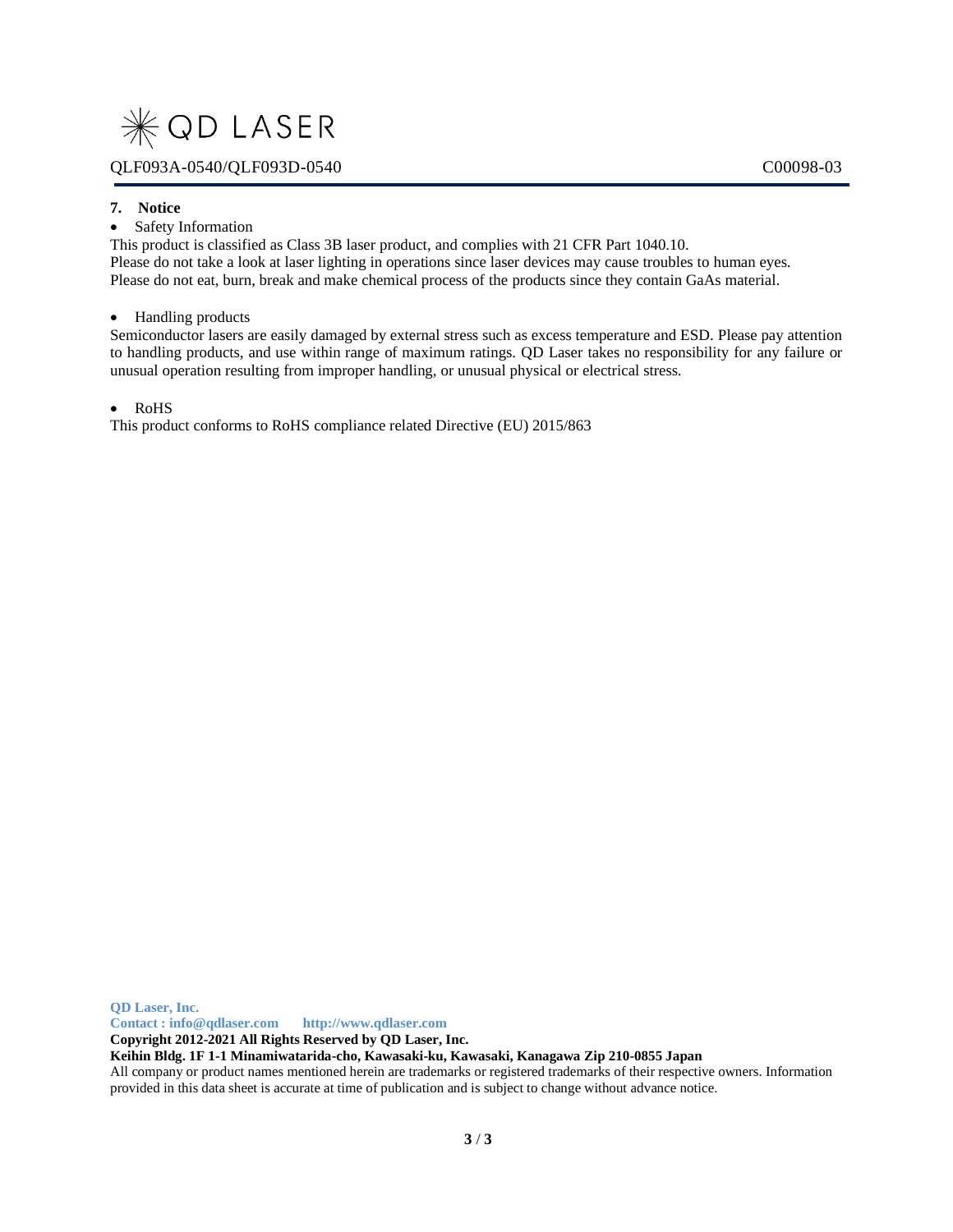## 7. Notice

- Safety Information

This product is classified as Class 3B laser product, and complies with 21 CFR Part 1040.10.
Please do not take a look at laser lighting in operations since laser devices may cause troubles to human eyes.
Please do not eat, burn, break and make chemical process of the products since they contain GaAs material.

- Handling products

Semiconductor lasers are easily damaged by external stress such as excess temperature and ESD. Please pay attention to handling products, and use within range of maximum ratings. QD Laser takes no responsibility for any failure or unusual operation resulting from improper handling, or unusual physical or electrical stress.

- RoHS

This product conforms to RoHS compliance related Directive (EU) 2015/863

**QD Laser, Inc.**
**Contact : info@qdlaser.com**　　**http://www.qdlaser.com**
**Copyright 2012-2021 All Rights Reserved by QD Laser, Inc.**
**Keihin Bldg. 1F 1-1 Minamiwatarida-cho, Kawasaki-ku, Kawasaki, Kanagawa Zip 210-0855 Japan**
All company or product names mentioned herein are trademarks or registered trademarks of their respective owners. Information provided in this data sheet is accurate at time of publication and is subject to change without advance notice.